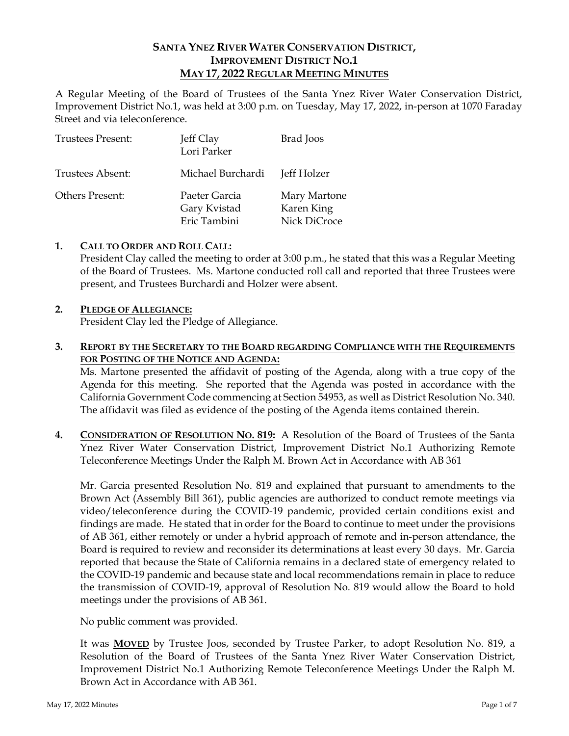# Santa Ynez River Water Conservation District, Improvement District No.1

## May 17, 2022 Regular Meeting Minutes

A Regular Meeting of the Board of Trustees of the Santa Ynez River Water Conservation District, Improvement District No.1, was held at 3:00 p.m. on Tuesday, May 17, 2022, in-person at 1070 Faraday Street and via teleconference.

| | | |
|---|---|---|
| Trustees Present: | Jeff Clay<br>Lori Parker | Brad Joos |
| Trustees Absent: | Michael Burchardi | Jeff Holzer |
| Others Present: | Paeter Garcia<br>Gary Kvistad<br>Eric Tambini | Mary Martone<br>Karen King<br>Nick DiCroce |

**1. CALL TO ORDER AND ROLL CALL:**

President Clay called the meeting to order at 3:00 p.m., he stated that this was a Regular Meeting of the Board of Trustees. Ms. Martone conducted roll call and reported that three Trustees were present, and Trustees Burchardi and Holzer were absent.

**2. PLEDGE OF ALLEGIANCE:**

President Clay led the Pledge of Allegiance.

**3. REPORT BY THE SECRETARY TO THE BOARD REGARDING COMPLIANCE WITH THE REQUIREMENTS FOR POSTING OF THE NOTICE AND AGENDA:**

Ms. Martone presented the affidavit of posting of the Agenda, along with a true copy of the Agenda for this meeting. She reported that the Agenda was posted in accordance with the California Government Code commencing at Section 54953, as well as District Resolution No. 340. The affidavit was filed as evidence of the posting of the Agenda items contained therein.

**4. CONSIDERATION OF RESOLUTION NO. 819:** A Resolution of the Board of Trustees of the Santa Ynez River Water Conservation District, Improvement District No.1 Authorizing Remote Teleconference Meetings Under the Ralph M. Brown Act in Accordance with AB 361

Mr. Garcia presented Resolution No. 819 and explained that pursuant to amendments to the Brown Act (Assembly Bill 361), public agencies are authorized to conduct remote meetings via video/teleconference during the COVID-19 pandemic, provided certain conditions exist and findings are made. He stated that in order for the Board to continue to meet under the provisions of AB 361, either remotely or under a hybrid approach of remote and in-person attendance, the Board is required to review and reconsider its determinations at least every 30 days. Mr. Garcia reported that because the State of California remains in a declared state of emergency related to the COVID-19 pandemic and because state and local recommendations remain in place to reduce the transmission of COVID-19, approval of Resolution No. 819 would allow the Board to hold meetings under the provisions of AB 361.

No public comment was provided.

It was **MOVED** by Trustee Joos, seconded by Trustee Parker, to adopt Resolution No. 819, a Resolution of the Board of Trustees of the Santa Ynez River Water Conservation District, Improvement District No.1 Authorizing Remote Teleconference Meetings Under the Ralph M. Brown Act in Accordance with AB 361.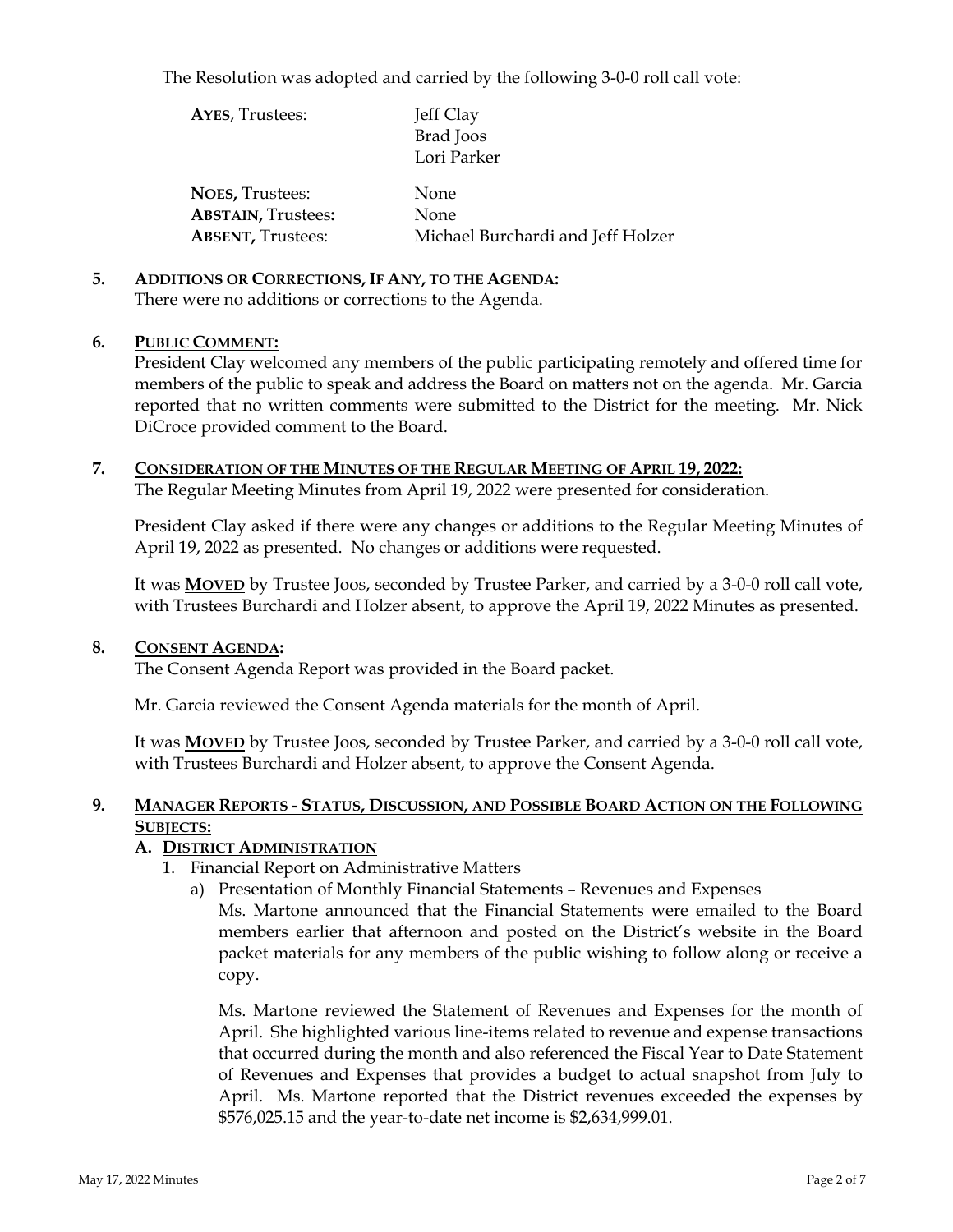The Resolution was adopted and carried by the following 3-0-0 roll call vote:

| | |
|---|---|
| **AYES**, Trustees: | Jeff Clay<br>Brad Joos<br>Lori Parker |
| **NOES,** Trustees: | None |
| **ABSTAIN,** Trustees**:** | None |
| **ABSENT,** Trustees: | Michael Burchardi and Jeff Holzer |

**5. <u>ADDITIONS OR CORRECTIONS, IF ANY, TO THE AGENDA:</u>**

There were no additions or corrections to the Agenda.

**6. <u>PUBLIC COMMENT:</u>**

President Clay welcomed any members of the public participating remotely and offered time for members of the public to speak and address the Board on matters not on the agenda. Mr. Garcia reported that no written comments were submitted to the District for the meeting. Mr. Nick DiCroce provided comment to the Board.

**7. <u>CONSIDERATION OF THE MINUTES OF THE REGULAR MEETING OF APRIL 19, 2022:</u>**

The Regular Meeting Minutes from April 19, 2022 were presented for consideration.

President Clay asked if there were any changes or additions to the Regular Meeting Minutes of April 19, 2022 as presented. No changes or additions were requested.

It was **<u>MOVED</u>** by Trustee Joos, seconded by Trustee Parker, and carried by a 3-0-0 roll call vote, with Trustees Burchardi and Holzer absent, to approve the April 19, 2022 Minutes as presented.

**8. <u>CONSENT AGENDA</u>:**

The Consent Agenda Report was provided in the Board packet.

Mr. Garcia reviewed the Consent Agenda materials for the month of April.

It was **<u>MOVED</u>** by Trustee Joos, seconded by Trustee Parker, and carried by a 3-0-0 roll call vote, with Trustees Burchardi and Holzer absent, to approve the Consent Agenda.

**9. <u>MANAGER REPORTS - STATUS, DISCUSSION, AND POSSIBLE BOARD ACTION ON THE FOLLOWING SUBJECTS:</u>**

**A. <u>DISTRICT ADMINISTRATION</u>**

1. Financial Report on Administrative Matters
   a) Presentation of Monthly Financial Statements – Revenues and Expenses

      Ms. Martone announced that the Financial Statements were emailed to the Board members earlier that afternoon and posted on the District's website in the Board packet materials for any members of the public wishing to follow along or receive a copy.

      Ms. Martone reviewed the Statement of Revenues and Expenses for the month of April. She highlighted various line-items related to revenue and expense transactions that occurred during the month and also referenced the Fiscal Year to Date Statement of Revenues and Expenses that provides a budget to actual snapshot from July to April. Ms. Martone reported that the District revenues exceeded the expenses by $576,025.15 and the year-to-date net income is $2,634,999.01.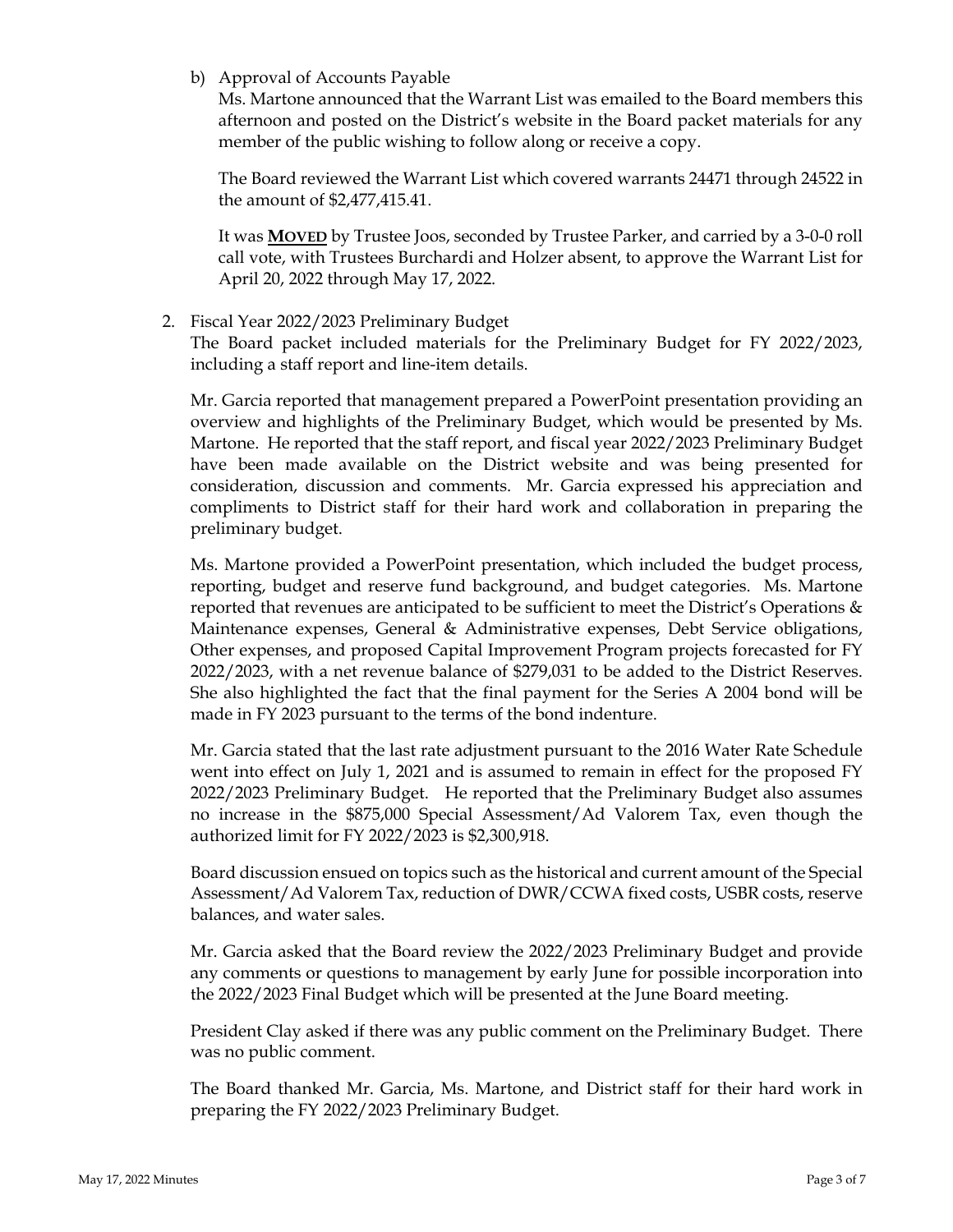b) Approval of Accounts Payable

Ms. Martone announced that the Warrant List was emailed to the Board members this afternoon and posted on the District's website in the Board packet materials for any member of the public wishing to follow along or receive a copy.

The Board reviewed the Warrant List which covered warrants 24471 through 24522 in the amount of $2,477,415.41.

It was **MOVED** by Trustee Joos, seconded by Trustee Parker, and carried by a 3-0-0 roll call vote, with Trustees Burchardi and Holzer absent, to approve the Warrant List for April 20, 2022 through May 17, 2022.

2. Fiscal Year 2022/2023 Preliminary Budget

The Board packet included materials for the Preliminary Budget for FY 2022/2023, including a staff report and line-item details.

Mr. Garcia reported that management prepared a PowerPoint presentation providing an overview and highlights of the Preliminary Budget, which would be presented by Ms. Martone. He reported that the staff report, and fiscal year 2022/2023 Preliminary Budget have been made available on the District website and was being presented for consideration, discussion and comments. Mr. Garcia expressed his appreciation and compliments to District staff for their hard work and collaboration in preparing the preliminary budget.

Ms. Martone provided a PowerPoint presentation, which included the budget process, reporting, budget and reserve fund background, and budget categories. Ms. Martone reported that revenues are anticipated to be sufficient to meet the District's Operations & Maintenance expenses, General & Administrative expenses, Debt Service obligations, Other expenses, and proposed Capital Improvement Program projects forecasted for FY 2022/2023, with a net revenue balance of $279,031 to be added to the District Reserves. She also highlighted the fact that the final payment for the Series A 2004 bond will be made in FY 2023 pursuant to the terms of the bond indenture.

Mr. Garcia stated that the last rate adjustment pursuant to the 2016 Water Rate Schedule went into effect on July 1, 2021 and is assumed to remain in effect for the proposed FY 2022/2023 Preliminary Budget. He reported that the Preliminary Budget also assumes no increase in the $875,000 Special Assessment/Ad Valorem Tax, even though the authorized limit for FY 2022/2023 is $2,300,918.

Board discussion ensued on topics such as the historical and current amount of the Special Assessment/Ad Valorem Tax, reduction of DWR/CCWA fixed costs, USBR costs, reserve balances, and water sales.

Mr. Garcia asked that the Board review the 2022/2023 Preliminary Budget and provide any comments or questions to management by early June for possible incorporation into the 2022/2023 Final Budget which will be presented at the June Board meeting.

President Clay asked if there was any public comment on the Preliminary Budget. There was no public comment.

The Board thanked Mr. Garcia, Ms. Martone, and District staff for their hard work in preparing the FY 2022/2023 Preliminary Budget.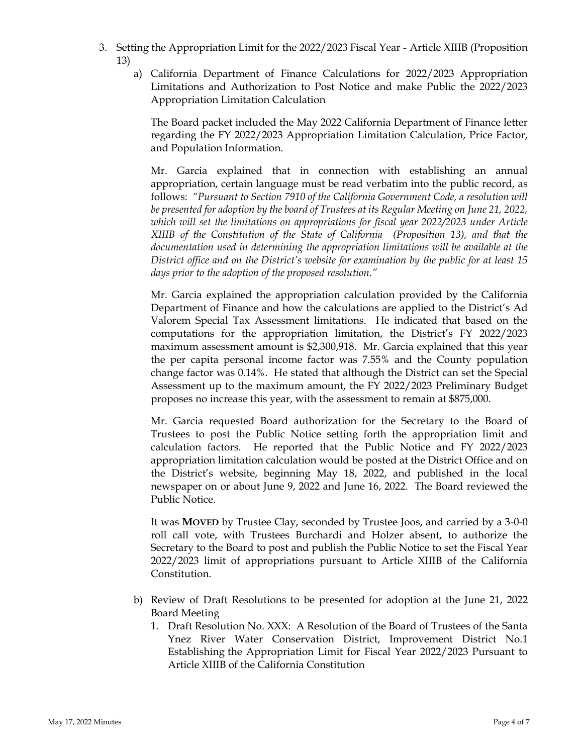3. Setting the Appropriation Limit for the 2022/2023 Fiscal Year - Article XIIIB (Proposition 13)

   a) California Department of Finance Calculations for 2022/2023 Appropriation Limitations and Authorization to Post Notice and make Public the 2022/2023 Appropriation Limitation Calculation

      The Board packet included the May 2022 California Department of Finance letter regarding the FY 2022/2023 Appropriation Limitation Calculation, Price Factor, and Population Information.

      Mr. Garcia explained that in connection with establishing an annual appropriation, certain language must be read verbatim into the public record, as follows: *"Pursuant to Section 7910 of the California Government Code, a resolution will be presented for adoption by the board of Trustees at its Regular Meeting on June 21, 2022, which will set the limitations on appropriations for fiscal year 2022/2023 under Article XIIIB of the Constitution of the State of California (Proposition 13), and that the documentation used in determining the appropriation limitations will be available at the District office and on the District's website for examination by the public for at least 15 days prior to the adoption of the proposed resolution."*

      Mr. Garcia explained the appropriation calculation provided by the California Department of Finance and how the calculations are applied to the District's Ad Valorem Special Tax Assessment limitations. He indicated that based on the computations for the appropriation limitation, the District's FY 2022/2023 maximum assessment amount is $2,300,918. Mr. Garcia explained that this year the per capita personal income factor was 7.55% and the County population change factor was 0.14%. He stated that although the District can set the Special Assessment up to the maximum amount, the FY 2022/2023 Preliminary Budget proposes no increase this year, with the assessment to remain at $875,000.

      Mr. Garcia requested Board authorization for the Secretary to the Board of Trustees to post the Public Notice setting forth the appropriation limit and calculation factors. He reported that the Public Notice and FY 2022/2023 appropriation limitation calculation would be posted at the District Office and on the District's website, beginning May 18, 2022, and published in the local newspaper on or about June 9, 2022 and June 16, 2022. The Board reviewed the Public Notice.

      It was **MOVED** by Trustee Clay, seconded by Trustee Joos, and carried by a 3-0-0 roll call vote, with Trustees Burchardi and Holzer absent, to authorize the Secretary to the Board to post and publish the Public Notice to set the Fiscal Year 2022/2023 limit of appropriations pursuant to Article XIIIB of the California Constitution.

   b) Review of Draft Resolutions to be presented for adoption at the June 21, 2022 Board Meeting

      1. Draft Resolution No. XXX: A Resolution of the Board of Trustees of the Santa Ynez River Water Conservation District, Improvement District No.1 Establishing the Appropriation Limit for Fiscal Year 2022/2023 Pursuant to Article XIIIB of the California Constitution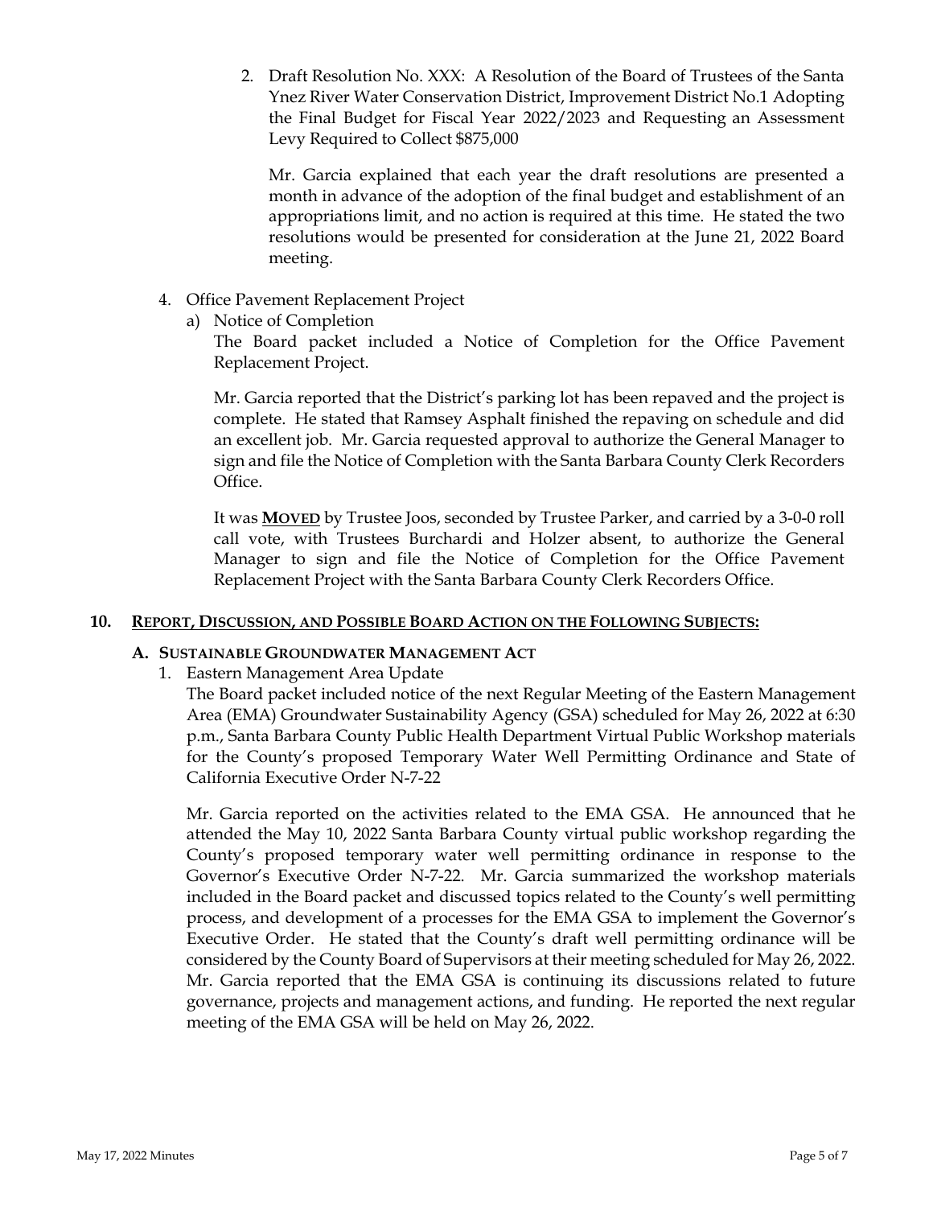2. Draft Resolution No. XXX: A Resolution of the Board of Trustees of the Santa Ynez River Water Conservation District, Improvement District No.1 Adopting the Final Budget for Fiscal Year 2022/2023 and Requesting an Assessment Levy Required to Collect $875,000

   Mr. Garcia explained that each year the draft resolutions are presented a month in advance of the adoption of the final budget and establishment of an appropriations limit, and no action is required at this time. He stated the two resolutions would be presented for consideration at the June 21, 2022 Board meeting.

4. Office Pavement Replacement Project
   a) Notice of Completion
   The Board packet included a Notice of Completion for the Office Pavement Replacement Project.

   Mr. Garcia reported that the District's parking lot has been repaved and the project is complete. He stated that Ramsey Asphalt finished the repaving on schedule and did an excellent job. Mr. Garcia requested approval to authorize the General Manager to sign and file the Notice of Completion with the Santa Barbara County Clerk Recorders Office.

   It was **MOVED** by Trustee Joos, seconded by Trustee Parker, and carried by a 3-0-0 roll call vote, with Trustees Burchardi and Holzer absent, to authorize the General Manager to sign and file the Notice of Completion for the Office Pavement Replacement Project with the Santa Barbara County Clerk Recorders Office.

## 10. REPORT, DISCUSSION, AND POSSIBLE BOARD ACTION ON THE FOLLOWING SUBJECTS:

### A. SUSTAINABLE GROUNDWATER MANAGEMENT ACT

1. Eastern Management Area Update
   The Board packet included notice of the next Regular Meeting of the Eastern Management Area (EMA) Groundwater Sustainability Agency (GSA) scheduled for May 26, 2022 at 6:30 p.m., Santa Barbara County Public Health Department Virtual Public Workshop materials for the County's proposed Temporary Water Well Permitting Ordinance and State of California Executive Order N-7-22

   Mr. Garcia reported on the activities related to the EMA GSA. He announced that he attended the May 10, 2022 Santa Barbara County virtual public workshop regarding the County's proposed temporary water well permitting ordinance in response to the Governor's Executive Order N-7-22. Mr. Garcia summarized the workshop materials included in the Board packet and discussed topics related to the County's well permitting process, and development of a processes for the EMA GSA to implement the Governor's Executive Order. He stated that the County's draft well permitting ordinance will be considered by the County Board of Supervisors at their meeting scheduled for May 26, 2022. Mr. Garcia reported that the EMA GSA is continuing its discussions related to future governance, projects and management actions, and funding. He reported the next regular meeting of the EMA GSA will be held on May 26, 2022.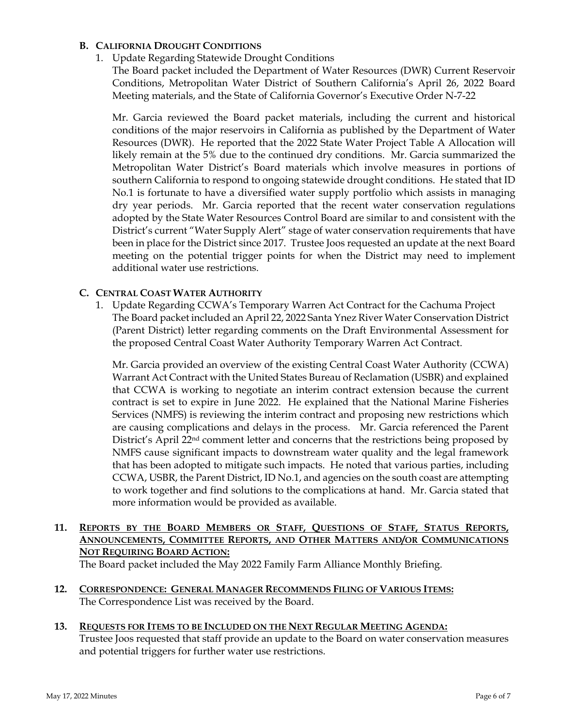**B. CALIFORNIA DROUGHT CONDITIONS**

1. Update Regarding Statewide Drought Conditions

   The Board packet included the Department of Water Resources (DWR) Current Reservoir Conditions, Metropolitan Water District of Southern California's April 26, 2022 Board Meeting materials, and the State of California Governor's Executive Order N-7-22

   Mr. Garcia reviewed the Board packet materials, including the current and historical conditions of the major reservoirs in California as published by the Department of Water Resources (DWR). He reported that the 2022 State Water Project Table A Allocation will likely remain at the 5% due to the continued dry conditions. Mr. Garcia summarized the Metropolitan Water District's Board materials which involve measures in portions of southern California to respond to ongoing statewide drought conditions. He stated that ID No.1 is fortunate to have a diversified water supply portfolio which assists in managing dry year periods. Mr. Garcia reported that the recent water conservation regulations adopted by the State Water Resources Control Board are similar to and consistent with the District's current "Water Supply Alert" stage of water conservation requirements that have been in place for the District since 2017. Trustee Joos requested an update at the next Board meeting on the potential trigger points for when the District may need to implement additional water use restrictions.

**C. CENTRAL COAST WATER AUTHORITY**

1. Update Regarding CCWA's Temporary Warren Act Contract for the Cachuma Project

   The Board packet included an April 22, 2022 Santa Ynez River Water Conservation District (Parent District) letter regarding comments on the Draft Environmental Assessment for the proposed Central Coast Water Authority Temporary Warren Act Contract.

   Mr. Garcia provided an overview of the existing Central Coast Water Authority (CCWA) Warrant Act Contract with the United States Bureau of Reclamation (USBR) and explained that CCWA is working to negotiate an interim contract extension because the current contract is set to expire in June 2022. He explained that the National Marine Fisheries Services (NMFS) is reviewing the interim contract and proposing new restrictions which are causing complications and delays in the process. Mr. Garcia referenced the Parent District's April 22nd comment letter and concerns that the restrictions being proposed by NMFS cause significant impacts to downstream water quality and the legal framework that has been adopted to mitigate such impacts. He noted that various parties, including CCWA, USBR, the Parent District, ID No.1, and agencies on the south coast are attempting to work together and find solutions to the complications at hand. Mr. Garcia stated that more information would be provided as available.

**11. <u>REPORTS BY THE BOARD MEMBERS OR STAFF, QUESTIONS OF STAFF, STATUS REPORTS, ANNOUNCEMENTS, COMMITTEE REPORTS, AND OTHER MATTERS AND/OR COMMUNICATIONS NOT REQUIRING BOARD ACTION:</u>**

The Board packet included the May 2022 Family Farm Alliance Monthly Briefing.

**12. <u>CORRESPONDENCE: GENERAL MANAGER RECOMMENDS FILING OF VARIOUS ITEMS:</u>**

The Correspondence List was received by the Board.

**13. <u>REQUESTS FOR ITEMS TO BE INCLUDED ON THE NEXT REGULAR MEETING AGENDA:</u>**

Trustee Joos requested that staff provide an update to the Board on water conservation measures and potential triggers for further water use restrictions.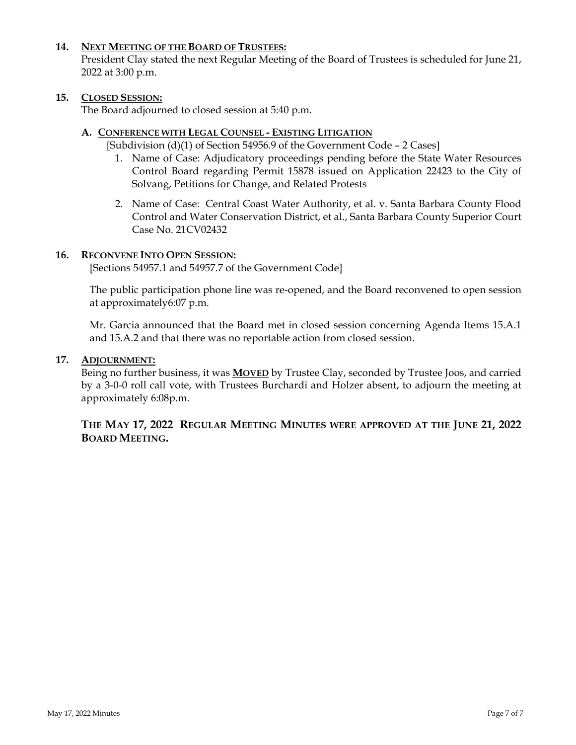**14. NEXT MEETING OF THE BOARD OF TRUSTEES:**

President Clay stated the next Regular Meeting of the Board of Trustees is scheduled for June 21, 2022 at 3:00 p.m.

**15. CLOSED SESSION:**

The Board adjourned to closed session at 5:40 p.m.

**A. CONFERENCE WITH LEGAL COUNSEL - EXISTING LITIGATION**

[Subdivision (d)(1) of Section 54956.9 of the Government Code – 2 Cases]

1. Name of Case: Adjudicatory proceedings pending before the State Water Resources Control Board regarding Permit 15878 issued on Application 22423 to the City of Solvang, Petitions for Change, and Related Protests

2. Name of Case: Central Coast Water Authority, et al. v. Santa Barbara County Flood Control and Water Conservation District, et al., Santa Barbara County Superior Court Case No. 21CV02432

**16. RECONVENE INTO OPEN SESSION:**

[Sections 54957.1 and 54957.7 of the Government Code]

The public participation phone line was re-opened, and the Board reconvened to open session at approximately6:07 p.m.

Mr. Garcia announced that the Board met in closed session concerning Agenda Items 15.A.1 and 15.A.2 and that there was no reportable action from closed session.

**17. ADJOURNMENT:**

Being no further business, it was **MOVED** by Trustee Clay, seconded by Trustee Joos, and carried by a 3-0-0 roll call vote, with Trustees Burchardi and Holzer absent, to adjourn the meeting at approximately 6:08p.m.

**THE MAY 17, 2022 REGULAR MEETING MINUTES WERE APPROVED AT THE JUNE 21, 2022 BOARD MEETING.**